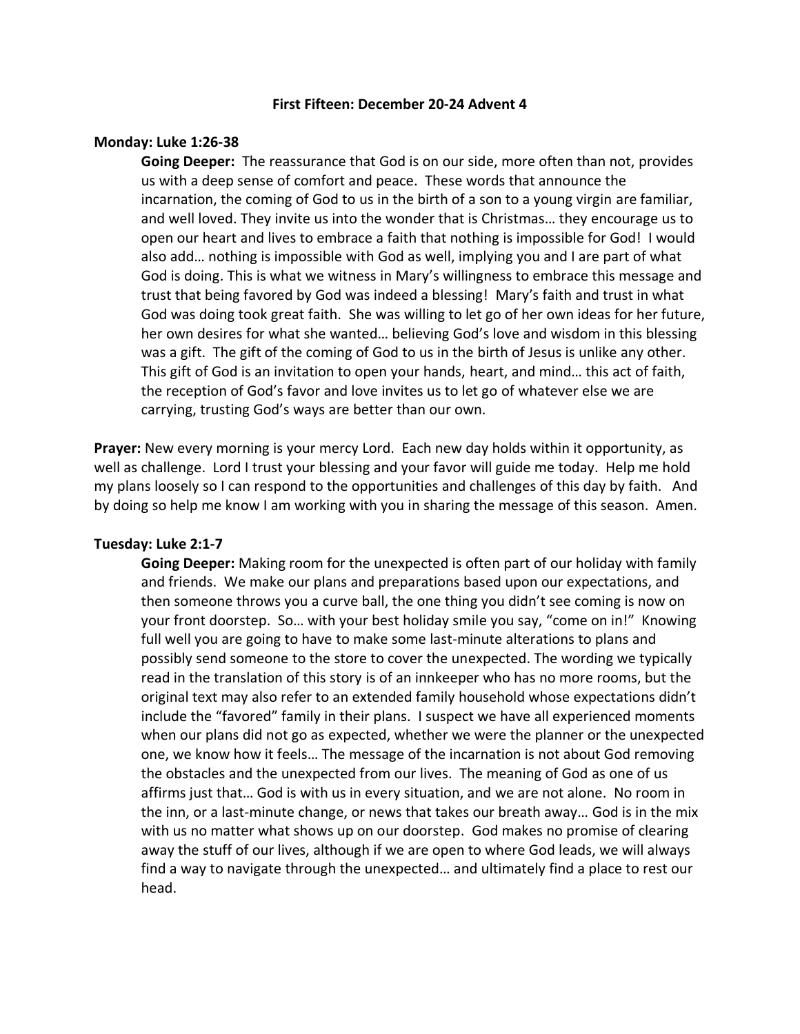# First Fifteen: December 20-24 Advent 4

## Monday: Luke 1:26-38

**Going Deeper:** The reassurance that God is on our side, more often than not, provides us with a deep sense of comfort and peace. These words that announce the incarnation, the coming of God to us in the birth of a son to a young virgin are familiar, and well loved. They invite us into the wonder that is Christmas… they encourage us to open our heart and lives to embrace a faith that nothing is impossible for God! I would also add… nothing is impossible with God as well, implying you and I are part of what God is doing. This is what we witness in Mary's willingness to embrace this message and trust that being favored by God was indeed a blessing! Mary's faith and trust in what God was doing took great faith. She was willing to let go of her own ideas for her future, her own desires for what she wanted… believing God's love and wisdom in this blessing was a gift. The gift of the coming of God to us in the birth of Jesus is unlike any other. This gift of God is an invitation to open your hands, heart, and mind… this act of faith, the reception of God's favor and love invites us to let go of whatever else we are carrying, trusting God's ways are better than our own.

**Prayer:** New every morning is your mercy Lord. Each new day holds within it opportunity, as well as challenge. Lord I trust your blessing and your favor will guide me today. Help me hold my plans loosely so I can respond to the opportunities and challenges of this day by faith. And by doing so help me know I am working with you in sharing the message of this season. Amen.

## Tuesday: Luke 2:1-7

**Going Deeper:** Making room for the unexpected is often part of our holiday with family and friends. We make our plans and preparations based upon our expectations, and then someone throws you a curve ball, the one thing you didn't see coming is now on your front doorstep. So… with your best holiday smile you say, "come on in!" Knowing full well you are going to have to make some last-minute alterations to plans and possibly send someone to the store to cover the unexpected. The wording we typically read in the translation of this story is of an innkeeper who has no more rooms, but the original text may also refer to an extended family household whose expectations didn't include the "favored" family in their plans. I suspect we have all experienced moments when our plans did not go as expected, whether we were the planner or the unexpected one, we know how it feels… The message of the incarnation is not about God removing the obstacles and the unexpected from our lives. The meaning of God as one of us affirms just that… God is with us in every situation, and we are not alone. No room in the inn, or a last-minute change, or news that takes our breath away… God is in the mix with us no matter what shows up on our doorstep. God makes no promise of clearing away the stuff of our lives, although if we are open to where God leads, we will always find a way to navigate through the unexpected… and ultimately find a place to rest our head.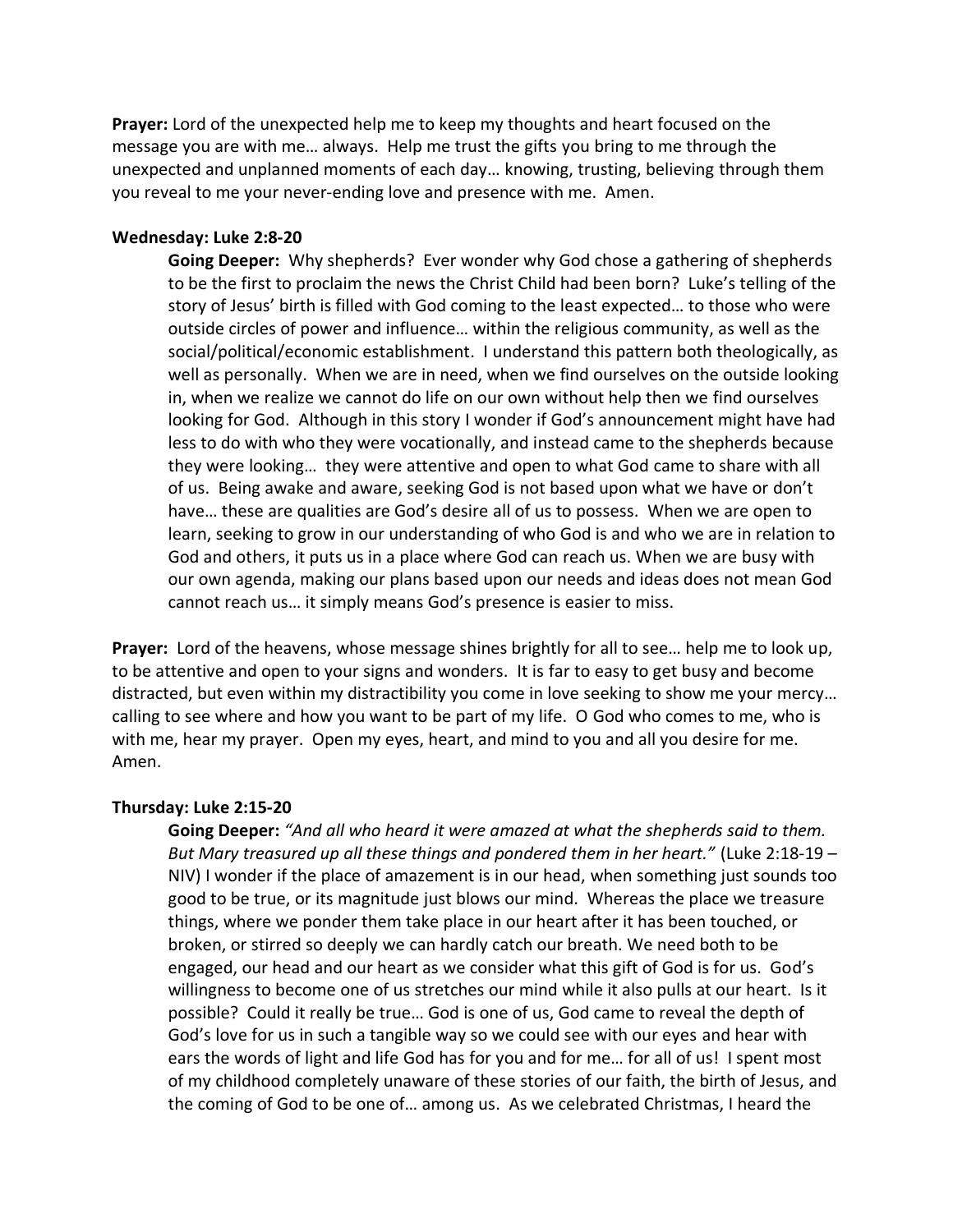**Prayer:** Lord of the unexpected help me to keep my thoughts and heart focused on the message you are with me… always. Help me trust the gifts you bring to me through the unexpected and unplanned moments of each day… knowing, trusting, believing through them you reveal to me your never-ending love and presence with me. Amen.

**Wednesday: Luke 2:8-20**

**Going Deeper:** Why shepherds? Ever wonder why God chose a gathering of shepherds to be the first to proclaim the news the Christ Child had been born? Luke's telling of the story of Jesus' birth is filled with God coming to the least expected… to those who were outside circles of power and influence… within the religious community, as well as the social/political/economic establishment. I understand this pattern both theologically, as well as personally. When we are in need, when we find ourselves on the outside looking in, when we realize we cannot do life on our own without help then we find ourselves looking for God. Although in this story I wonder if God's announcement might have had less to do with who they were vocationally, and instead came to the shepherds because they were looking… they were attentive and open to what God came to share with all of us. Being awake and aware, seeking God is not based upon what we have or don't have… these are qualities are God's desire all of us to possess. When we are open to learn, seeking to grow in our understanding of who God is and who we are in relation to God and others, it puts us in a place where God can reach us. When we are busy with our own agenda, making our plans based upon our needs and ideas does not mean God cannot reach us… it simply means God's presence is easier to miss.

**Prayer:** Lord of the heavens, whose message shines brightly for all to see… help me to look up, to be attentive and open to your signs and wonders. It is far to easy to get busy and become distracted, but even within my distractibility you come in love seeking to show me your mercy… calling to see where and how you want to be part of my life. O God who comes to me, who is with me, hear my prayer. Open my eyes, heart, and mind to you and all you desire for me. Amen.

**Thursday: Luke 2:15-20**

**Going Deeper:** *"And all who heard it were amazed at what the shepherds said to them. But Mary treasured up all these things and pondered them in her heart."* (Luke 2:18-19 – NIV) I wonder if the place of amazement is in our head, when something just sounds too good to be true, or its magnitude just blows our mind. Whereas the place we treasure things, where we ponder them take place in our heart after it has been touched, or broken, or stirred so deeply we can hardly catch our breath. We need both to be engaged, our head and our heart as we consider what this gift of God is for us. God's willingness to become one of us stretches our mind while it also pulls at our heart. Is it possible? Could it really be true… God is one of us, God came to reveal the depth of God's love for us in such a tangible way so we could see with our eyes and hear with ears the words of light and life God has for you and for me… for all of us! I spent most of my childhood completely unaware of these stories of our faith, the birth of Jesus, and the coming of God to be one of… among us. As we celebrated Christmas, I heard the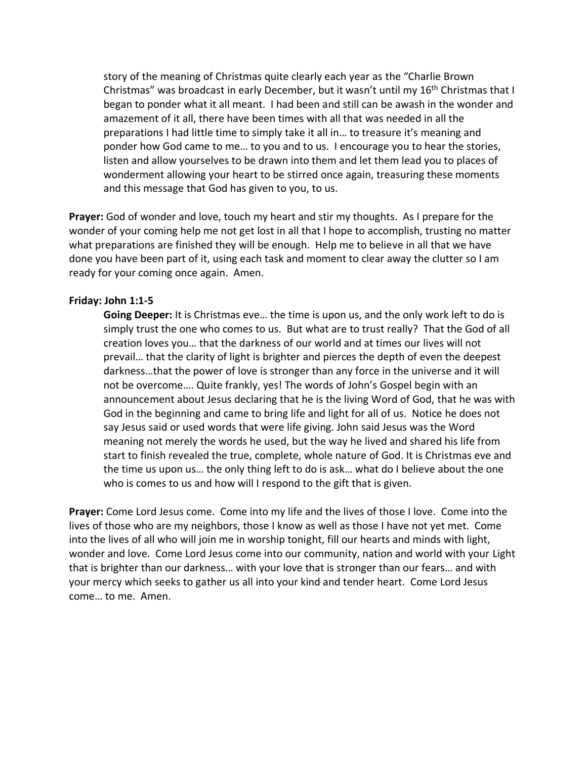story of the meaning of Christmas quite clearly each year as the "Charlie Brown Christmas" was broadcast in early December, but it wasn't until my 16th Christmas that I began to ponder what it all meant. I had been and still can be awash in the wonder and amazement of it all, there have been times with all that was needed in all the preparations I had little time to simply take it all in… to treasure it's meaning and ponder how God came to me… to you and to us. I encourage you to hear the stories, listen and allow yourselves to be drawn into them and let them lead you to places of wonderment allowing your heart to be stirred once again, treasuring these moments and this message that God has given to you, to us.

**Prayer:** God of wonder and love, touch my heart and stir my thoughts. As I prepare for the wonder of your coming help me not get lost in all that I hope to accomplish, trusting no matter what preparations are finished they will be enough. Help me to believe in all that we have done you have been part of it, using each task and moment to clear away the clutter so I am ready for your coming once again. Amen.

**Friday: John 1:1-5**

**Going Deeper:** It is Christmas eve… the time is upon us, and the only work left to do is simply trust the one who comes to us. But what are to trust really? That the God of all creation loves you… that the darkness of our world and at times our lives will not prevail… that the clarity of light is brighter and pierces the depth of even the deepest darkness…that the power of love is stronger than any force in the universe and it will not be overcome…. Quite frankly, yes! The words of John's Gospel begin with an announcement about Jesus declaring that he is the living Word of God, that he was with God in the beginning and came to bring life and light for all of us. Notice he does not say Jesus said or used words that were life giving. John said Jesus was the Word meaning not merely the words he used, but the way he lived and shared his life from start to finish revealed the true, complete, whole nature of God. It is Christmas eve and the time us upon us… the only thing left to do is ask… what do I believe about the one who is comes to us and how will I respond to the gift that is given.

**Prayer:** Come Lord Jesus come. Come into my life and the lives of those I love. Come into the lives of those who are my neighbors, those I know as well as those I have not yet met. Come into the lives of all who will join me in worship tonight, fill our hearts and minds with light, wonder and love. Come Lord Jesus come into our community, nation and world with your Light that is brighter than our darkness… with your love that is stronger than our fears… and with your mercy which seeks to gather us all into your kind and tender heart. Come Lord Jesus come… to me. Amen.